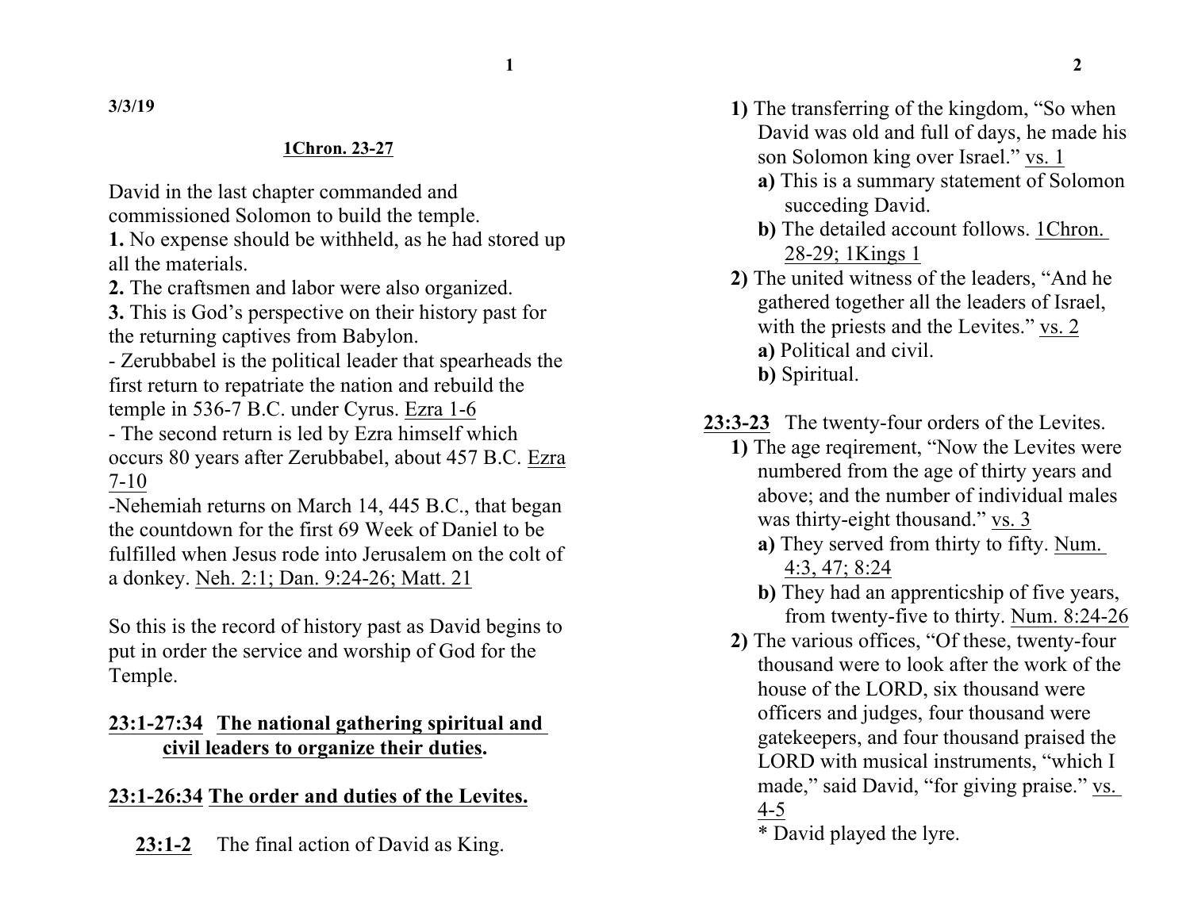3/3/19

**1Chron. 23-27**

David in the last chapter commanded and commissioned Solomon to build the temple.
**1.** No expense should be withheld, as he had stored up all the materials.
**2.** The craftsmen and labor were also organized.
**3.** This is God's perspective on their history past for the returning captives from Babylon.
- Zerubbabel is the political leader that spearheads the first return to repatriate the nation and rebuild the temple in 536-7 B.C. under Cyrus. Ezra 1-6
- The second return is led by Ezra himself which occurs 80 years after Zerubbabel, about 457 B.C. Ezra 7-10
-Nehemiah returns on March 14, 445 B.C., that began the countdown for the first 69 Week of Daniel to be fulfilled when Jesus rode into Jerusalem on the colt of a donkey. Neh. 2:1; Dan. 9:24-26; Matt. 21

So this is the record of history past as David begins to put in order the service and worship of God for the Temple.

## 23:1-27:34 The national gathering spiritual and civil leaders to organize their duties.

## 23:1-26:34 The order and duties of the Levites.

**23:1-2** The final action of David as King.

**1)** The transferring of the kingdom, "So when David was old and full of days, he made his son Solomon king over Israel." vs. 1
- **a)** This is a summary statement of Solomon succeding David.
- **b)** The detailed account follows. 1Chron. 28-29; 1Kings 1

**2)** The united witness of the leaders, "And he gathered together all the leaders of Israel, with the priests and the Levites." vs. 2
- **a)** Political and civil.
- **b)** Spiritual.

**23:3-23** The twenty-four orders of the Levites.

**1)** The age reqirement, "Now the Levites were numbered from the age of thirty years and above; and the number of individual males was thirty-eight thousand." vs. 3
- **a)** They served from thirty to fifty. Num. 4:3, 47; 8:24
- **b)** They had an apprenticship of five years, from twenty-five to thirty. Num. 8:24-26

**2)** The various offices, "Of these, twenty-four thousand were to look after the work of the house of the LORD, six thousand were officers and judges, four thousand were gatekeepers, and four thousand praised the LORD with musical instruments, "which I made," said David, "for giving praise." vs. 4-5
* David played the lyre.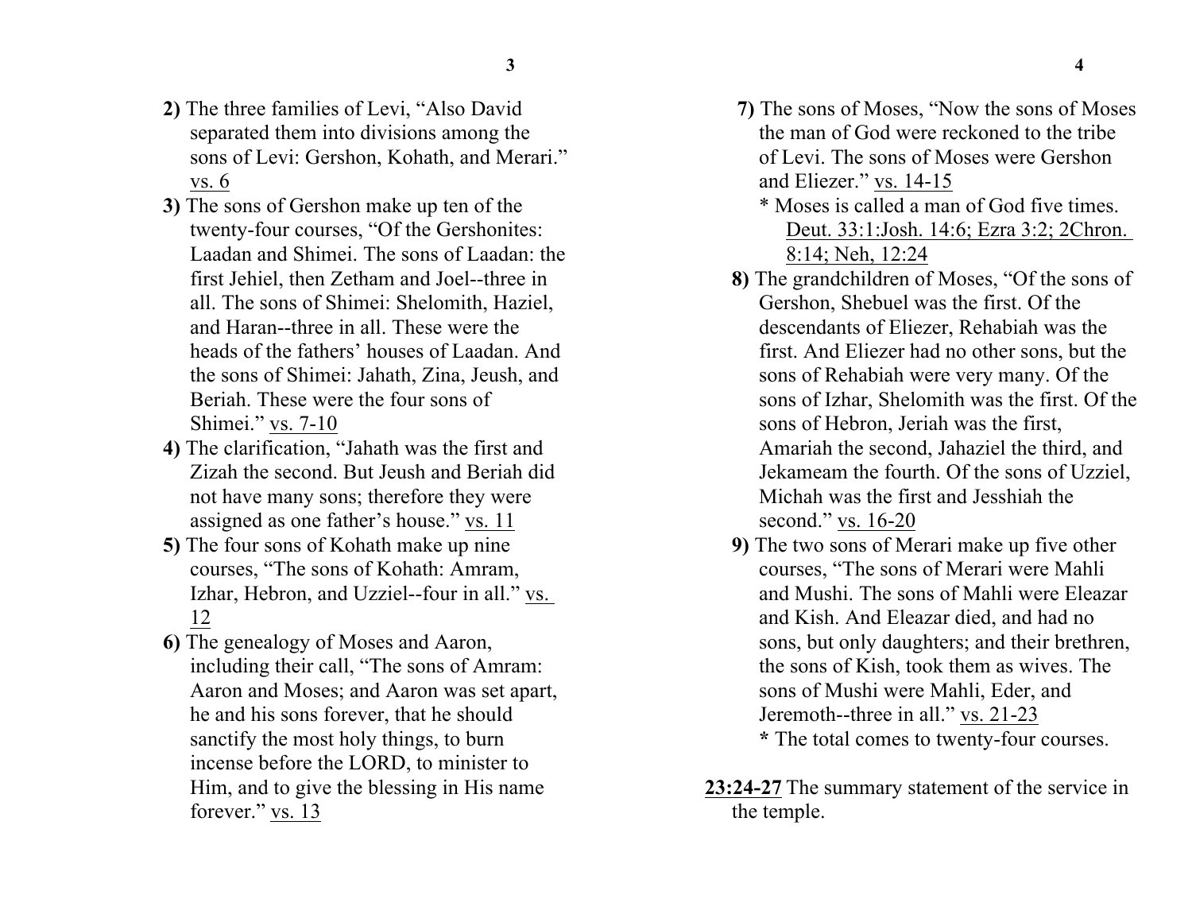**2)** The three families of Levi, "Also David separated them into divisions among the sons of Levi: Gershon, Kohath, and Merari." vs. 6

**3)** The sons of Gershon make up ten of the twenty-four courses, "Of the Gershonites: Laadan and Shimei. The sons of Laadan: the first Jehiel, then Zetham and Joel--three in all. The sons of Shimei: Shelomith, Haziel, and Haran--three in all. These were the heads of the fathers' houses of Laadan. And the sons of Shimei: Jahath, Zina, Jeush, and Beriah. These were the four sons of Shimei." vs. 7-10

**4)** The clarification, "Jahath was the first and Zizah the second. But Jeush and Beriah did not have many sons; therefore they were assigned as one father's house." vs. 11

**5)** The four sons of Kohath make up nine courses, "The sons of Kohath: Amram, Izhar, Hebron, and Uzziel--four in all." vs. 12

**6)** The genealogy of Moses and Aaron, including their call, "The sons of Amram: Aaron and Moses; and Aaron was set apart, he and his sons forever, that he should sanctify the most holy things, to burn incense before the LORD, to minister to Him, and to give the blessing in His name forever." vs. 13

**7)** The sons of Moses, "Now the sons of Moses the man of God were reckoned to the tribe of Levi. The sons of Moses were Gershon and Eliezer." vs. 14-15

* Moses is called a man of God five times. Deut. 33:1:Josh. 14:6; Ezra 3:2; 2Chron. 8:14; Neh, 12:24

**8)** The grandchildren of Moses, "Of the sons of Gershon, Shebuel was the first. Of the descendants of Eliezer, Rehabiah was the first. And Eliezer had no other sons, but the sons of Rehabiah were very many. Of the sons of Izhar, Shelomith was the first. Of the sons of Hebron, Jeriah was the first, Amariah the second, Jahaziel the third, and Jekameam the fourth. Of the sons of Uzziel, Michah was the first and Jesshiah the second." vs. 16-20

**9)** The two sons of Merari make up five other courses, "The sons of Merari were Mahli and Mushi. The sons of Mahli were Eleazar and Kish. And Eleazar died, and had no sons, but only daughters; and their brethren, the sons of Kish, took them as wives. The sons of Mushi were Mahli, Eder, and Jeremoth--three in all." vs. 21-23

**\*** The total comes to twenty-four courses.

**23:24-27** The summary statement of the service in the temple.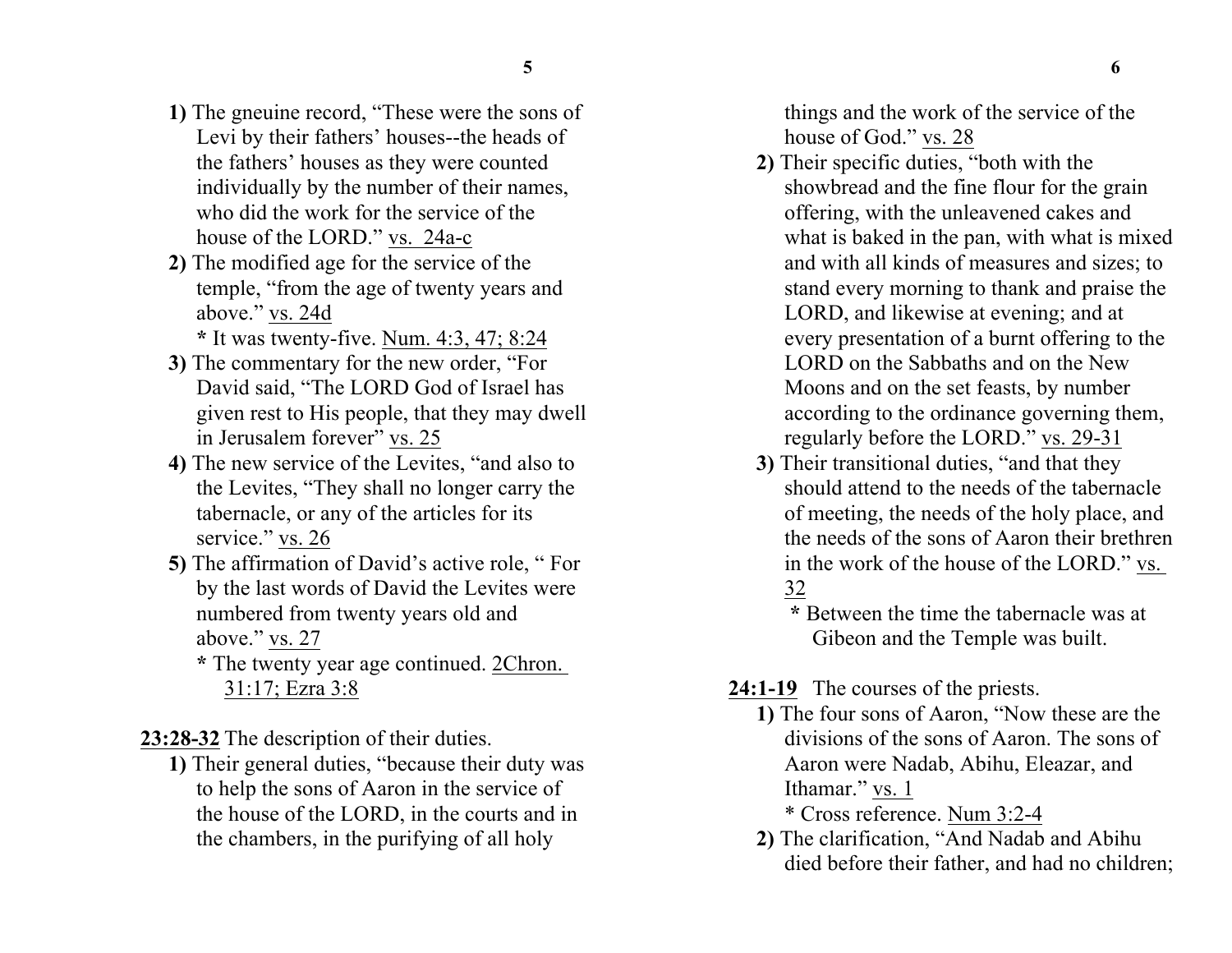**1)** The gneuine record, "These were the sons of Levi by their fathers' houses--the heads of the fathers' houses as they were counted individually by the number of their names, who did the work for the service of the house of the LORD." <u>vs. 24a-c</u>

**2)** The modified age for the service of the temple, "from the age of twenty years and above." <u>vs. 24d</u>

**\*** It was twenty-five. <u>Num. 4:3, 47; 8:24</u>

**3)** The commentary for the new order, "For David said, "The LORD God of Israel has given rest to His people, that they may dwell in Jerusalem forever" <u>vs. 25</u>

**4)** The new service of the Levites, "and also to the Levites, "They shall no longer carry the tabernacle, or any of the articles for its service." <u>vs. 26</u>

**5)** The affirmation of David's active role, " For by the last words of David the Levites were numbered from twenty years old and above." <u>vs. 27</u>

**\*** The twenty year age continued. <u>2Chron. 31:17; Ezra 3:8</u>

**<u>23:28-32</u>** The description of their duties.

**1)** Their general duties, "because their duty was to help the sons of Aaron in the service of the house of the LORD, in the courts and in the chambers, in the purifying of all holy things and the work of the service of the house of God." <u>vs. 28</u>

**2)** Their specific duties, "both with the showbread and the fine flour for the grain offering, with the unleavened cakes and what is baked in the pan, with what is mixed and with all kinds of measures and sizes; to stand every morning to thank and praise the LORD, and likewise at evening; and at every presentation of a burnt offering to the LORD on the Sabbaths and on the New Moons and on the set feasts, by number according to the ordinance governing them, regularly before the LORD." <u>vs. 29-31</u>

**3)** Their transitional duties, "and that they should attend to the needs of the tabernacle of meeting, the needs of the holy place, and the needs of the sons of Aaron their brethren in the work of the house of the LORD." <u>vs. 32</u>

**\*** Between the time the tabernacle was at Gibeon and the Temple was built.

**<u>24:1-19</u>** The courses of the priests.

**1)** The four sons of Aaron, "Now these are the divisions of the sons of Aaron. The sons of Aaron were Nadab, Abihu, Eleazar, and Ithamar." <u>vs. 1</u>

\* Cross reference. <u>Num 3:2-4</u>

**2)** The clarification, "And Nadab and Abihu died before their father, and had no children;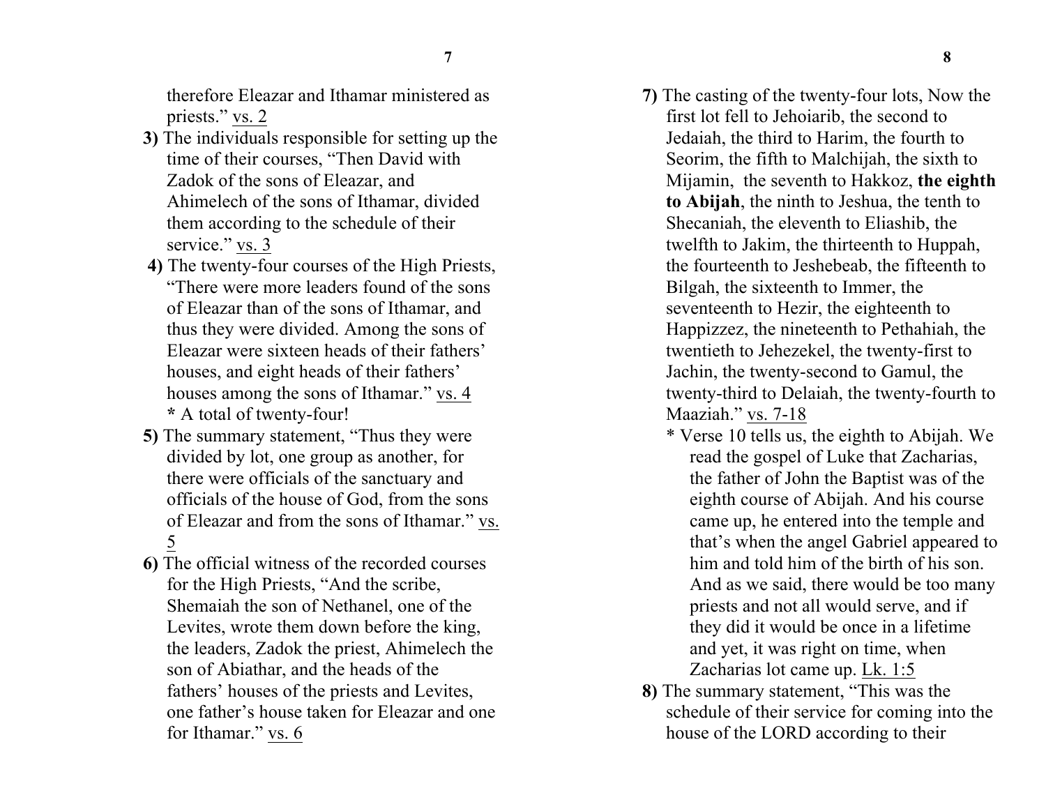therefore Eleazar and Ithamar ministered as priests." vs. 2

**3)** The individuals responsible for setting up the time of their courses, "Then David with Zadok of the sons of Eleazar, and Ahimelech of the sons of Ithamar, divided them according to the schedule of their service." vs. 3

**4)** The twenty-four courses of the High Priests, "There were more leaders found of the sons of Eleazar than of the sons of Ithamar, and thus they were divided. Among the sons of Eleazar were sixteen heads of their fathers' houses, and eight heads of their fathers' houses among the sons of Ithamar." vs. 4
**\*** A total of twenty-four!

**5)** The summary statement, "Thus they were divided by lot, one group as another, for there were officials of the sanctuary and officials of the house of God, from the sons of Eleazar and from the sons of Ithamar." vs. 5

**6)** The official witness of the recorded courses for the High Priests, "And the scribe, Shemaiah the son of Nethanel, one of the Levites, wrote them down before the king, the leaders, Zadok the priest, Ahimelech the son of Abiathar, and the heads of the fathers' houses of the priests and Levites, one father's house taken for Eleazar and one for Ithamar." vs. 6

**7)** The casting of the twenty-four lots, Now the first lot fell to Jehoiarib, the second to Jedaiah, the third to Harim, the fourth to Seorim, the fifth to Malchijah, the sixth to Mijamin, the seventh to Hakkoz, **the eighth to Abijah**, the ninth to Jeshua, the tenth to Shecaniah, the eleventh to Eliashib, the twelfth to Jakim, the thirteenth to Huppah, the fourteenth to Jeshebeab, the fifteenth to Bilgah, the sixteenth to Immer, the seventeenth to Hezir, the eighteenth to Happizzez, the nineteenth to Pethahiah, the twentieth to Jehezekel, the twenty-first to Jachin, the twenty-second to Gamul, the twenty-third to Delaiah, the twenty-fourth to Maaziah." vs. 7-18
\* Verse 10 tells us, the eighth to Abijah. We read the gospel of Luke that Zacharias, the father of John the Baptist was of the eighth course of Abijah. And his course came up, he entered into the temple and that's when the angel Gabriel appeared to him and told him of the birth of his son. And as we said, there would be too many priests and not all would serve, and if they did it would be once in a lifetime and yet, it was right on time, when Zacharias lot came up. Lk. 1:5

**8)** The summary statement, "This was the schedule of their service for coming into the house of the LORD according to their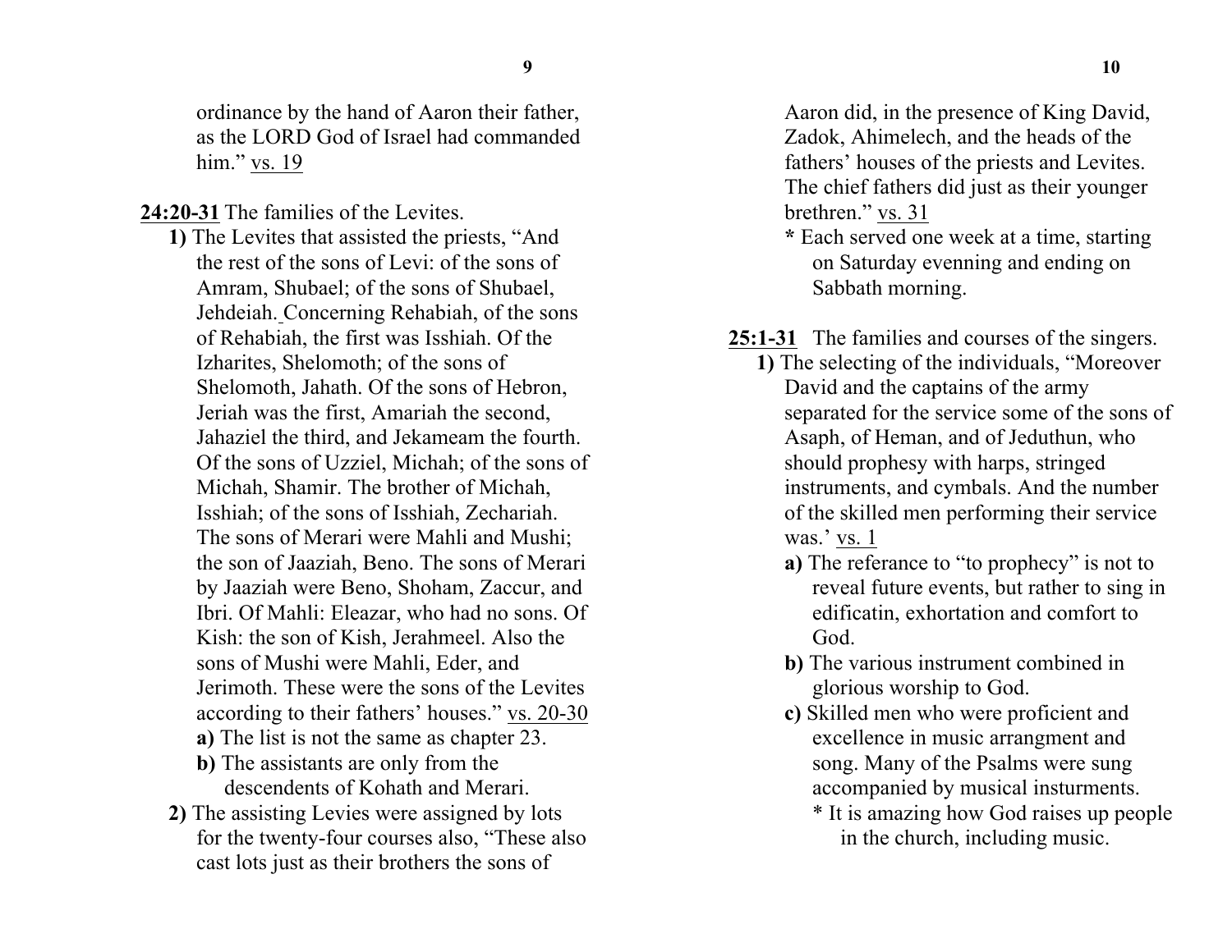ordinance by the hand of Aaron their father, as the LORD God of Israel had commanded him." <u>vs. 19</u>

<u>**24:20-31**</u> The families of the Levites.

**1)** The Levites that assisted the priests, "And the rest of the sons of Levi: of the sons of Amram, Shubael; of the sons of Shubael, Jehdeiah. Concerning Rehabiah, of the sons of Rehabiah, the first was Isshiah. Of the Izharites, Shelomoth; of the sons of Shelomoth, Jahath. Of the sons of Hebron, Jeriah was the first, Amariah the second, Jahaziel the third, and Jekameam the fourth. Of the sons of Uzziel, Michah; of the sons of Michah, Shamir. The brother of Michah, Isshiah; of the sons of Isshiah, Zechariah. The sons of Merari were Mahli and Mushi; the son of Jaaziah, Beno. The sons of Merari by Jaaziah were Beno, Shoham, Zaccur, and Ibri. Of Mahli: Eleazar, who had no sons. Of Kish: the son of Kish, Jerahmeel. Also the sons of Mushi were Mahli, Eder, and Jerimoth. These were the sons of the Levites according to their fathers' houses." <u>vs. 20-30</u>

**a)** The list is not the same as chapter 23.

**b)** The assistants are only from the descendents of Kohath and Merari.

**2)** The assisting Levies were assigned by lots for the twenty-four courses also, "These also cast lots just as their brothers the sons of Aaron did, in the presence of King David, Zadok, Ahimelech, and the heads of the fathers' houses of the priests and Levites. The chief fathers did just as their younger brethren." <u>vs. 31</u>

**\*** Each served one week at a time, starting on Saturday evenning and ending on Sabbath morning.

<u>**25:1-31**</u> The families and courses of the singers.

**1)** The selecting of the individuals, "Moreover David and the captains of the army separated for the service some of the sons of Asaph, of Heman, and of Jeduthun, who should prophesy with harps, stringed instruments, and cymbals. And the number of the skilled men performing their service was.' <u>vs. 1</u>

**a)** The referance to "to prophecy" is not to reveal future events, but rather to sing in edificatin, exhortation and comfort to God.

**b)** The various instrument combined in glorious worship to God.

**c)** Skilled men who were proficient and excellence in music arrangment and song. Many of the Psalms were sung accompanied by musical insturments.

\* It is amazing how God raises up people in the church, including music.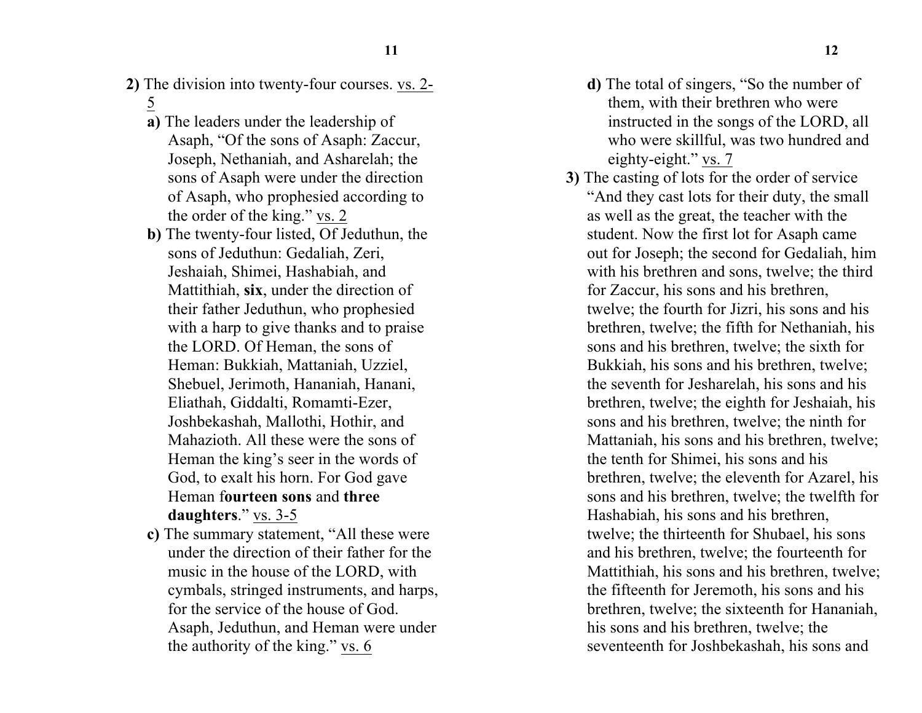**2)** The division into twenty-four courses. vs. 2-5

**a)** The leaders under the leadership of Asaph, "Of the sons of Asaph: Zaccur, Joseph, Nethaniah, and Asharelah; the sons of Asaph were under the direction of Asaph, who prophesied according to the order of the king." vs. 2

**b)** The twenty-four listed, Of Jeduthun, the sons of Jeduthun: Gedaliah, Zeri, Jeshaiah, Shimei, Hashabiah, and Mattithiah, **six**, under the direction of their father Jeduthun, who prophesied with a harp to give thanks and to praise the LORD. Of Heman, the sons of Heman: Bukkiah, Mattaniah, Uzziel, Shebuel, Jerimoth, Hananiah, Hanani, Eliathah, Giddalti, Romamti-Ezer, Joshbekashah, Mallothi, Hothir, and Mahazioth. All these were the sons of Heman the king's seer in the words of God, to exalt his horn. For God gave Heman f**ourteen sons** and **three daughters**." vs. 3-5

**c)** The summary statement, "All these were under the direction of their father for the music in the house of the LORD, with cymbals, stringed instruments, and harps, for the service of the house of God. Asaph, Jeduthun, and Heman were under the authority of the king." vs. 6

**d)** The total of singers, "So the number of them, with their brethren who were instructed in the songs of the LORD, all who were skillful, was two hundred and eighty-eight." vs. 7

**3)** The casting of lots for the order of service "And they cast lots for their duty, the small as well as the great, the teacher with the student. Now the first lot for Asaph came out for Joseph; the second for Gedaliah, him with his brethren and sons, twelve; the third for Zaccur, his sons and his brethren, twelve; the fourth for Jizri, his sons and his brethren, twelve; the fifth for Nethaniah, his sons and his brethren, twelve; the sixth for Bukkiah, his sons and his brethren, twelve; the seventh for Jesharelah, his sons and his brethren, twelve; the eighth for Jeshaiah, his sons and his brethren, twelve; the ninth for Mattaniah, his sons and his brethren, twelve; the tenth for Shimei, his sons and his brethren, twelve; the eleventh for Azarel, his sons and his brethren, twelve; the twelfth for Hashabiah, his sons and his brethren, twelve; the thirteenth for Shubael, his sons and his brethren, twelve; the fourteenth for Mattithiah, his sons and his brethren, twelve; the fifteenth for Jeremoth, his sons and his brethren, twelve; the sixteenth for Hananiah, his sons and his brethren, twelve; the seventeenth for Joshbekashah, his sons and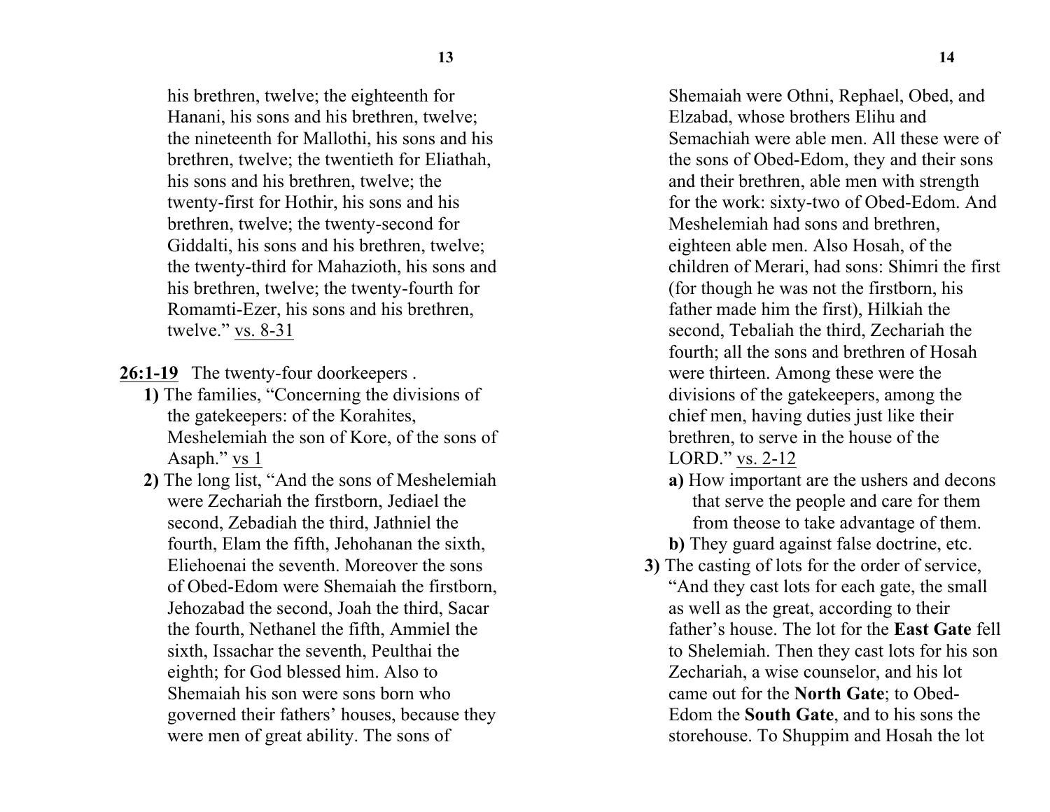his brethren, twelve; the eighteenth for Hanani, his sons and his brethren, twelve; the nineteenth for Mallothi, his sons and his brethren, twelve; the twentieth for Eliathah, his sons and his brethren, twelve; the twenty-first for Hothir, his sons and his brethren, twelve; the twenty-second for Giddalti, his sons and his brethren, twelve; the twenty-third for Mahazioth, his sons and his brethren, twelve; the twenty-fourth for Romamti-Ezer, his sons and his brethren, twelve." vs. 8-31

**26:1-19** The twenty-four doorkeepers .

**1)** The families, "Concerning the divisions of the gatekeepers: of the Korahites, Meshelemiah the son of Kore, of the sons of Asaph." vs 1

**2)** The long list, "And the sons of Meshelemiah were Zechariah the firstborn, Jediael the second, Zebadiah the third, Jathniel the fourth, Elam the fifth, Jehohanan the sixth, Eliehoenai the seventh. Moreover the sons of Obed-Edom were Shemaiah the firstborn, Jehozabad the second, Joah the third, Sacar the fourth, Nethanel the fifth, Ammiel the sixth, Issachar the seventh, Peulthai the eighth; for God blessed him. Also to Shemaiah his son were sons born who governed their fathers' houses, because they were men of great ability. The sons of Shemaiah were Othni, Rephael, Obed, and Elzabad, whose brothers Elihu and Semachiah were able men. All these were of the sons of Obed-Edom, they and their sons and their brethren, able men with strength for the work: sixty-two of Obed-Edom. And Meshelemiah had sons and brethren, eighteen able men. Also Hosah, of the children of Merari, had sons: Shimri the first (for though he was not the firstborn, his father made him the first), Hilkiah the second, Tebaliah the third, Zechariah the fourth; all the sons and brethren of Hosah were thirteen. Among these were the divisions of the gatekeepers, among the chief men, having duties just like their brethren, to serve in the house of the LORD." vs. 2-12

- **a)** How important are the ushers and decons that serve the people and care for them from theose to take advantage of them.
- **b)** They guard against false doctrine, etc.

**3)** The casting of lots for the order of service, "And they cast lots for each gate, the small as well as the great, according to their father's house. The lot for the **East Gate** fell to Shelemiah. Then they cast lots for his son Zechariah, a wise counselor, and his lot came out for the **North Gate**; to Obed-Edom the **South Gate**, and to his sons the storehouse. To Shuppim and Hosah the lot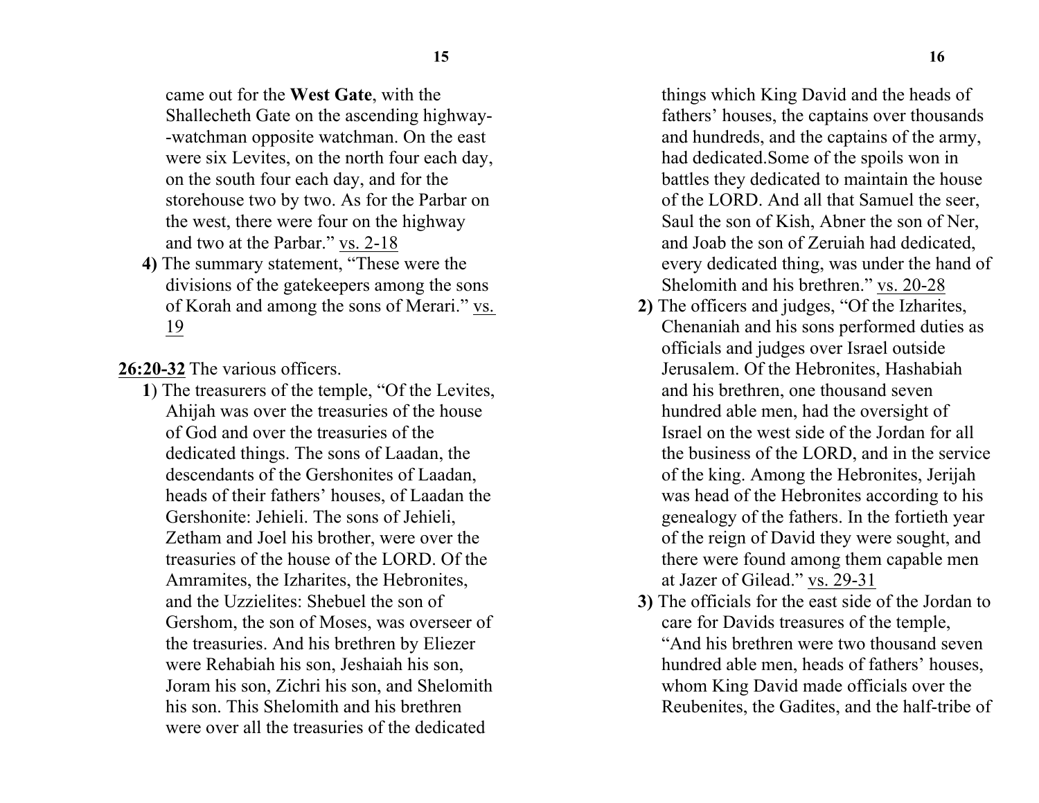came out for the **West Gate**, with the Shallecheth Gate on the ascending highway--watchman opposite watchman. On the east were six Levites, on the north four each day, on the south four each day, and for the storehouse two by two. As for the Parbar on the west, there were four on the highway and two at the Parbar." vs. 2-18

**4)** The summary statement, "These were the divisions of the gatekeepers among the sons of Korah and among the sons of Merari." vs. 19

**26:20-32** The various officers.

**1**) The treasurers of the temple, "Of the Levites, Ahijah was over the treasuries of the house of God and over the treasuries of the dedicated things. The sons of Laadan, the descendants of the Gershonites of Laadan, heads of their fathers' houses, of Laadan the Gershonite: Jehieli. The sons of Jehieli, Zetham and Joel his brother, were over the treasuries of the house of the LORD. Of the Amramites, the Izharites, the Hebronites, and the Uzzielites: Shebuel the son of Gershom, the son of Moses, was overseer of the treasuries. And his brethren by Eliezer were Rehabiah his son, Jeshaiah his son, Joram his son, Zichri his son, and Shelomith his son. This Shelomith and his brethren were over all the treasuries of the dedicated things which King David and the heads of fathers' houses, the captains over thousands and hundreds, and the captains of the army, had dedicated.Some of the spoils won in battles they dedicated to maintain the house of the LORD. And all that Samuel the seer, Saul the son of Kish, Abner the son of Ner, and Joab the son of Zeruiah had dedicated, every dedicated thing, was under the hand of Shelomith and his brethren." vs. 20-28

**2)** The officers and judges, "Of the Izharites, Chenaniah and his sons performed duties as officials and judges over Israel outside Jerusalem. Of the Hebronites, Hashabiah and his brethren, one thousand seven hundred able men, had the oversight of Israel on the west side of the Jordan for all the business of the LORD, and in the service of the king. Among the Hebronites, Jerijah was head of the Hebronites according to his genealogy of the fathers. In the fortieth year of the reign of David they were sought, and there were found among them capable men at Jazer of Gilead." vs. 29-31

**3)** The officials for the east side of the Jordan to care for Davids treasures of the temple, "And his brethren were two thousand seven hundred able men, heads of fathers' houses, whom King David made officials over the Reubenites, the Gadites, and the half-tribe of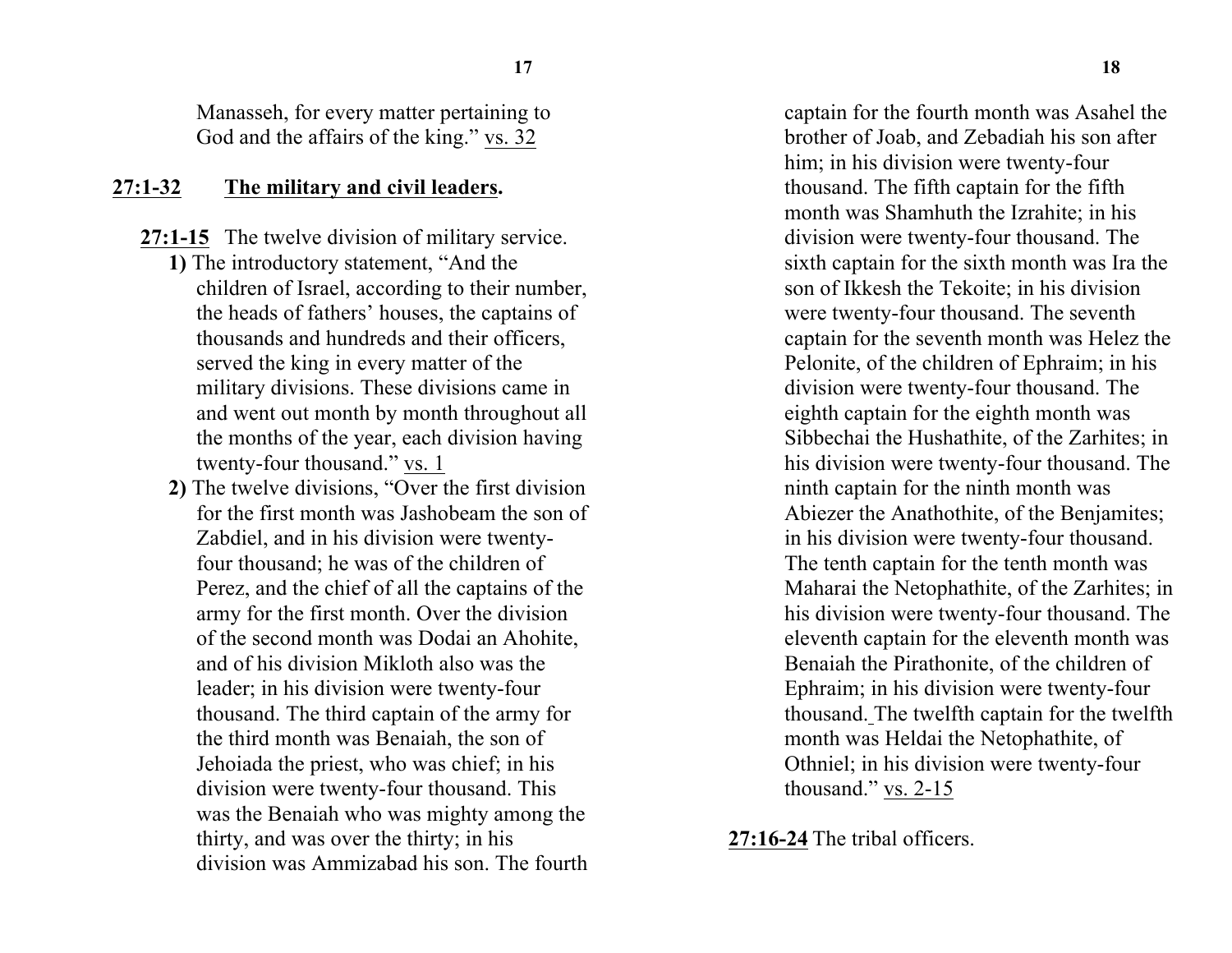Manasseh, for every matter pertaining to God and the affairs of the king." vs. 32

**27:1-32** **The military and civil leaders.**

**27:1-15** The twelve division of military service.

**1)** The introductory statement, "And the children of Israel, according to their number, the heads of fathers' houses, the captains of thousands and hundreds and their officers, served the king in every matter of the military divisions. These divisions came in and went out month by month throughout all the months of the year, each division having twenty-four thousand." vs. 1

**2)** The twelve divisions, "Over the first division for the first month was Jashobeam the son of Zabdiel, and in his division were twenty-four thousand; he was of the children of Perez, and the chief of all the captains of the army for the first month. Over the division of the second month was Dodai an Ahohite, and of his division Mikloth also was the leader; in his division were twenty-four thousand. The third captain of the army for the third month was Benaiah, the son of Jehoiada the priest, who was chief; in his division were twenty-four thousand. This was the Benaiah who was mighty among the thirty, and was over the thirty; in his division was Ammizabad his son. The fourth captain for the fourth month was Asahel the brother of Joab, and Zebadiah his son after him; in his division were twenty-four thousand. The fifth captain for the fifth month was Shamhuth the Izrahite; in his division were twenty-four thousand. The sixth captain for the sixth month was Ira the son of Ikkesh the Tekoite; in his division were twenty-four thousand. The seventh captain for the seventh month was Helez the Pelonite, of the children of Ephraim; in his division were twenty-four thousand. The eighth captain for the eighth month was Sibbechai the Hushathite, of the Zarhites; in his division were twenty-four thousand. The ninth captain for the ninth month was Abiezer the Anathothite, of the Benjamites; in his division were twenty-four thousand. The tenth captain for the tenth month was Maharai the Netophathite, of the Zarhites; in his division were twenty-four thousand. The eleventh captain for the eleventh month was Benaiah the Pirathonite, of the children of Ephraim; in his division were twenty-four thousand. The twelfth captain for the twelfth month was Heldai the Netophathite, of Othniel; in his division were twenty-four thousand." vs. 2-15

**27:16-24** The tribal officers.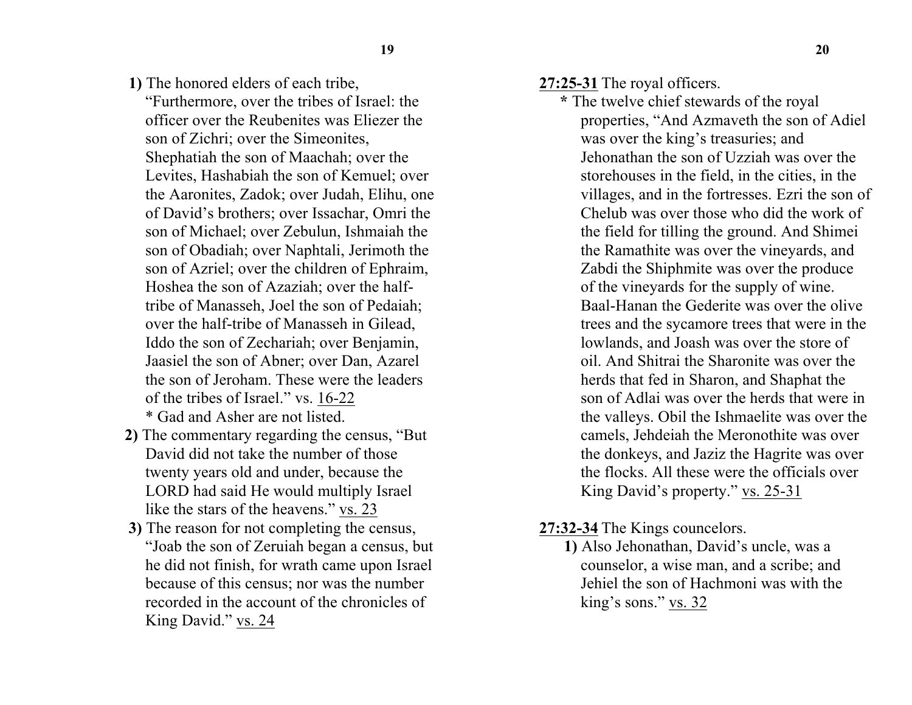**1)** The honored elders of each tribe, "Furthermore, over the tribes of Israel: the officer over the Reubenites was Eliezer the son of Zichri; over the Simeonites, Shephatiah the son of Maachah; over the Levites, Hashabiah the son of Kemuel; over the Aaronites, Zadok; over Judah, Elihu, one of David's brothers; over Issachar, Omri the son of Michael; over Zebulun, Ishmaiah the son of Obadiah; over Naphtali, Jerimoth the son of Azriel; over the children of Ephraim, Hoshea the son of Azaziah; over the half-tribe of Manasseh, Joel the son of Pedaiah; over the half-tribe of Manasseh in Gilead, Iddo the son of Zechariah; over Benjamin, Jaasiel the son of Abner; over Dan, Azarel the son of Jeroham. These were the leaders of the tribes of Israel." vs. 16-22

\* Gad and Asher are not listed.

**2)** The commentary regarding the census, "But David did not take the number of those twenty years old and under, because the LORD had said He would multiply Israel like the stars of the heavens." vs. 23

**3)** The reason for not completing the census, "Joab the son of Zeruiah began a census, but he did not finish, for wrath came upon Israel because of this census; nor was the number recorded in the account of the chronicles of King David." vs. 24

**27:25-31** The royal officers.

**\*** The twelve chief stewards of the royal properties, "And Azmaveth the son of Adiel was over the king's treasuries; and Jehonathan the son of Uzziah was over the storehouses in the field, in the cities, in the villages, and in the fortresses. Ezri the son of Chelub was over those who did the work of the field for tilling the ground. And Shimei the Ramathite was over the vineyards, and Zabdi the Shiphmite was over the produce of the vineyards for the supply of wine. Baal-Hanan the Gederite was over the olive trees and the sycamore trees that were in the lowlands, and Joash was over the store of oil. And Shitrai the Sharonite was over the herds that fed in Sharon, and Shaphat the son of Adlai was over the herds that were in the valleys. Obil the Ishmaelite was over the camels, Jehdeiah the Meronothite was over the donkeys, and Jaziz the Hagrite was over the flocks. All these were the officials over King David's property." vs. 25-31

**27:32-34** The Kings councelors.

**1)** Also Jehonathan, David's uncle, was a counselor, a wise man, and a scribe; and Jehiel the son of Hachmoni was with the king's sons." vs. 32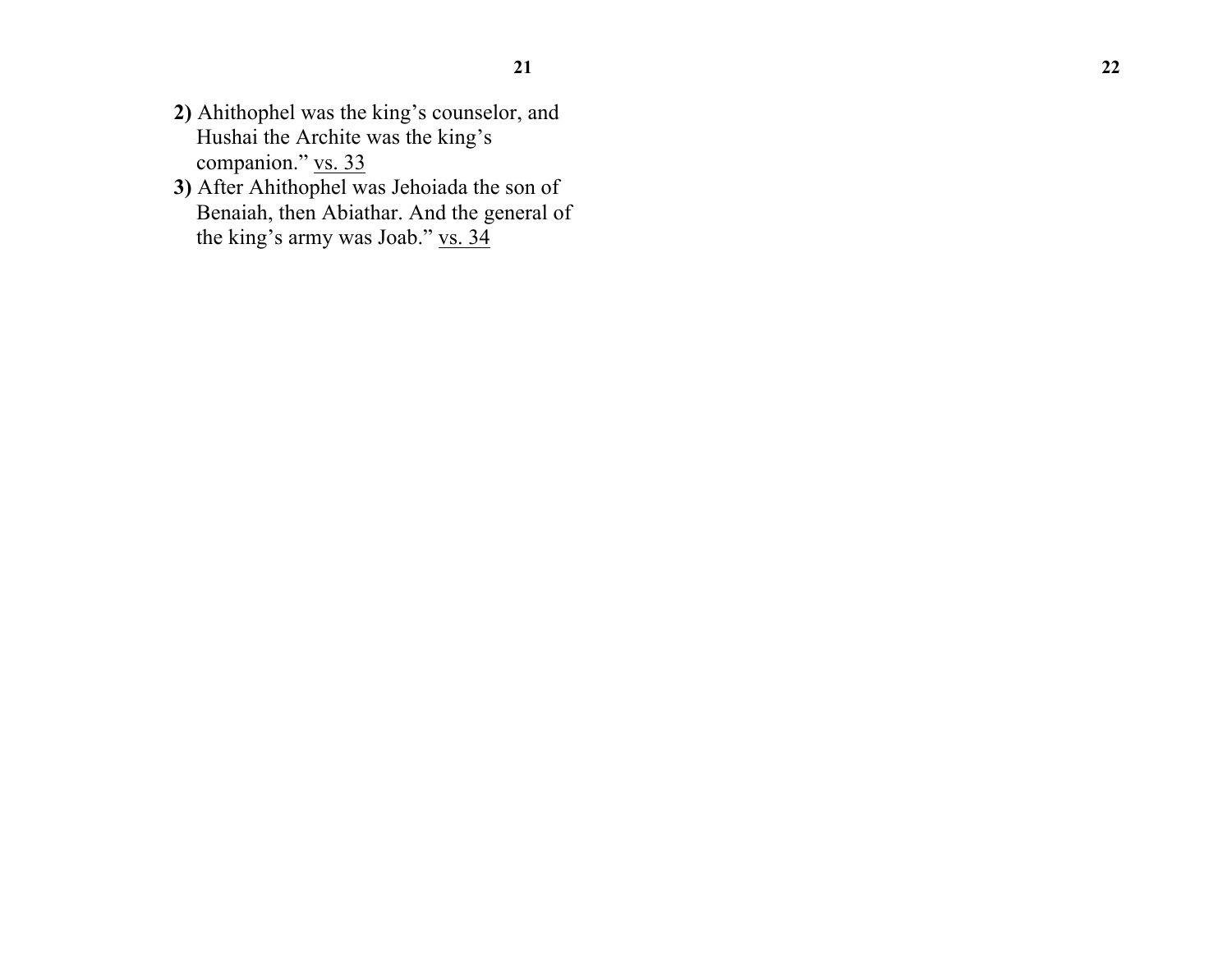**2)** Ahithophel was the king’s counselor, and Hushai the Archite was the king’s companion.” vs. 33

**3)** After Ahithophel was Jehoiada the son of Benaiah, then Abiathar. And the general of the king’s army was Joab.” vs. 34